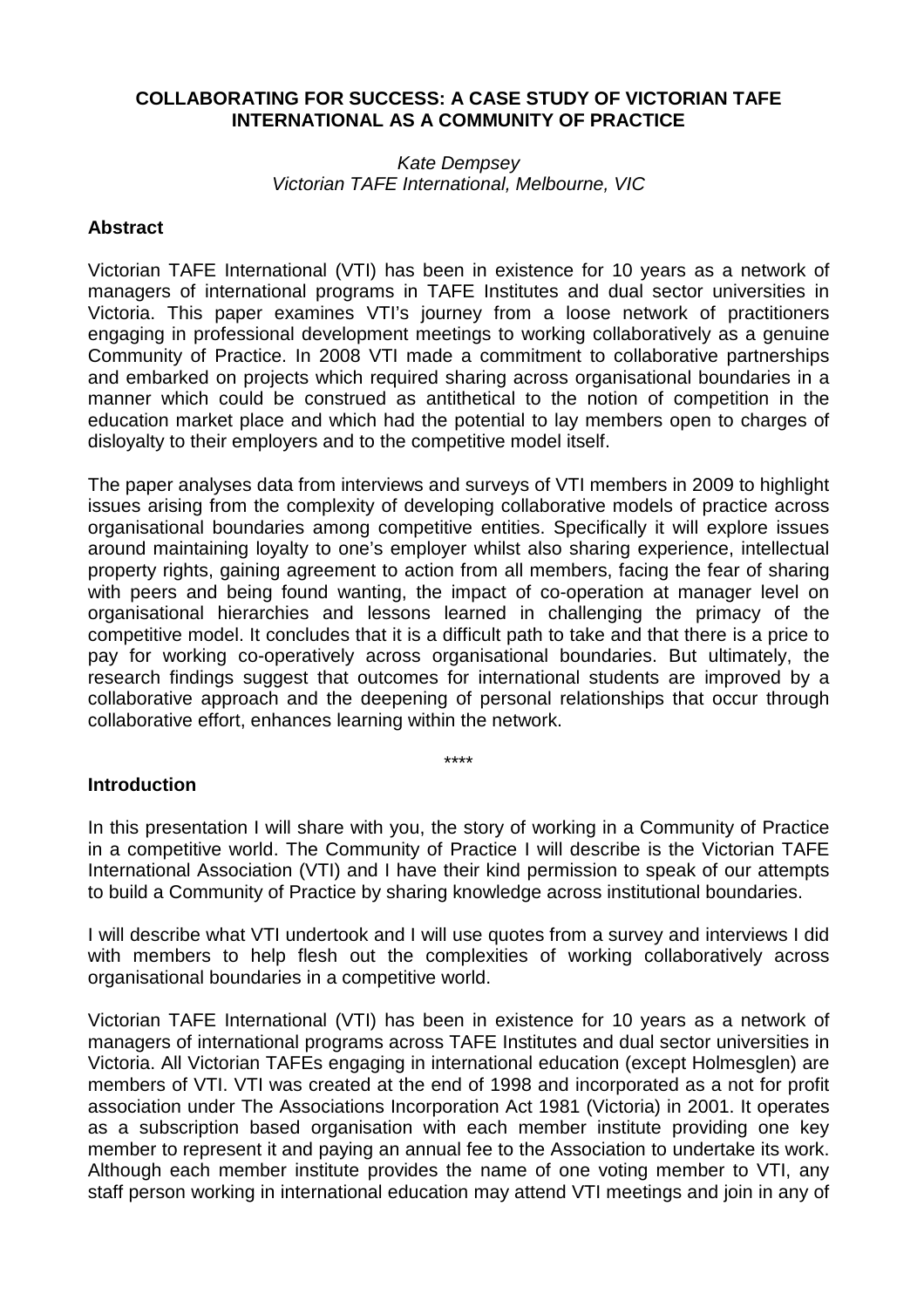# COLLABORATING FOR SUCCESS: A CASE STUDY OF VICTORIAN TAFE INTERNATIONAL AS A COMMUNITY OF PRACTICE

*Kate Dempsey*
*Victorian TAFE International, Melbourne, VIC*

## Abstract

Victorian TAFE International (VTI) has been in existence for 10 years as a network of managers of international programs in TAFE Institutes and dual sector universities in Victoria. This paper examines VTI's journey from a loose network of practitioners engaging in professional development meetings to working collaboratively as a genuine Community of Practice. In 2008 VTI made a commitment to collaborative partnerships and embarked on projects which required sharing across organisational boundaries in a manner which could be construed as antithetical to the notion of competition in the education market place and which had the potential to lay members open to charges of disloyalty to their employers and to the competitive model itself.

The paper analyses data from interviews and surveys of VTI members in 2009 to highlight issues arising from the complexity of developing collaborative models of practice across organisational boundaries among competitive entities. Specifically it will explore issues around maintaining loyalty to one's employer whilst also sharing experience, intellectual property rights, gaining agreement to action from all members, facing the fear of sharing with peers and being found wanting, the impact of co-operation at manager level on organisational hierarchies and lessons learned in challenging the primacy of the competitive model. It concludes that it is a difficult path to take and that there is a price to pay for working co-operatively across organisational boundaries. But ultimately, the research findings suggest that outcomes for international students are improved by a collaborative approach and the deepening of personal relationships that occur through collaborative effort, enhances learning within the network.

****

## Introduction

In this presentation I will share with you, the story of working in a Community of Practice in a competitive world. The Community of Practice I will describe is the Victorian TAFE International Association (VTI) and I have their kind permission to speak of our attempts to build a Community of Practice by sharing knowledge across institutional boundaries.

I will describe what VTI undertook and I will use quotes from a survey and interviews I did with members to help flesh out the complexities of working collaboratively across organisational boundaries in a competitive world.

Victorian TAFE International (VTI) has been in existence for 10 years as a network of managers of international programs across TAFE Institutes and dual sector universities in Victoria. All Victorian TAFEs engaging in international education (except Holmesglen) are members of VTI. VTI was created at the end of 1998 and incorporated as a not for profit association under The Associations Incorporation Act 1981 (Victoria) in 2001. It operates as a subscription based organisation with each member institute providing one key member to represent it and paying an annual fee to the Association to undertake its work. Although each member institute provides the name of one voting member to VTI, any staff person working in international education may attend VTI meetings and join in any of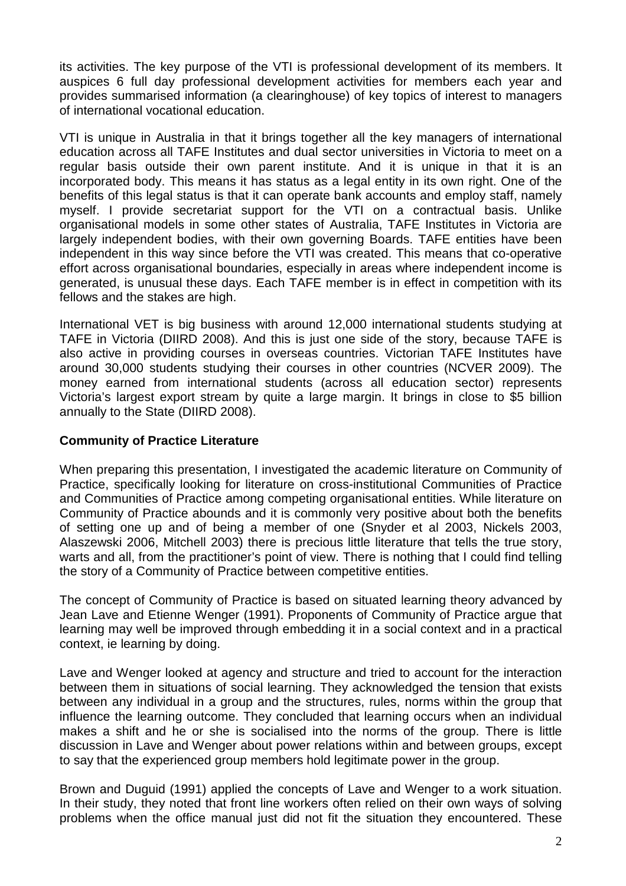its activities. The key purpose of the VTI is professional development of its members. It auspices 6 full day professional development activities for members each year and provides summarised information (a clearinghouse) of key topics of interest to managers of international vocational education.

VTI is unique in Australia in that it brings together all the key managers of international education across all TAFE Institutes and dual sector universities in Victoria to meet on a regular basis outside their own parent institute. And it is unique in that it is an incorporated body. This means it has status as a legal entity in its own right. One of the benefits of this legal status is that it can operate bank accounts and employ staff, namely myself. I provide secretariat support for the VTI on a contractual basis. Unlike organisational models in some other states of Australia, TAFE Institutes in Victoria are largely independent bodies, with their own governing Boards. TAFE entities have been independent in this way since before the VTI was created. This means that co-operative effort across organisational boundaries, especially in areas where independent income is generated, is unusual these days. Each TAFE member is in effect in competition with its fellows and the stakes are high.

International VET is big business with around 12,000 international students studying at TAFE in Victoria (DIIRD 2008). And this is just one side of the story, because TAFE is also active in providing courses in overseas countries. Victorian TAFE Institutes have around 30,000 students studying their courses in other countries (NCVER 2009). The money earned from international students (across all education sector) represents Victoria's largest export stream by quite a large margin. It brings in close to $5 billion annually to the State (DIIRD 2008).

## Community of Practice Literature

When preparing this presentation, I investigated the academic literature on Community of Practice, specifically looking for literature on cross-institutional Communities of Practice and Communities of Practice among competing organisational entities. While literature on Community of Practice abounds and it is commonly very positive about both the benefits of setting one up and of being a member of one (Snyder et al 2003, Nickels 2003, Alaszewski 2006, Mitchell 2003) there is precious little literature that tells the true story, warts and all, from the practitioner's point of view. There is nothing that I could find telling the story of a Community of Practice between competitive entities.

The concept of Community of Practice is based on situated learning theory advanced by Jean Lave and Etienne Wenger (1991). Proponents of Community of Practice argue that learning may well be improved through embedding it in a social context and in a practical context, ie learning by doing.

Lave and Wenger looked at agency and structure and tried to account for the interaction between them in situations of social learning. They acknowledged the tension that exists between any individual in a group and the structures, rules, norms within the group that influence the learning outcome. They concluded that learning occurs when an individual makes a shift and he or she is socialised into the norms of the group. There is little discussion in Lave and Wenger about power relations within and between groups, except to say that the experienced group members hold legitimate power in the group.

Brown and Duguid (1991) applied the concepts of Lave and Wenger to a work situation. In their study, they noted that front line workers often relied on their own ways of solving problems when the office manual just did not fit the situation they encountered. These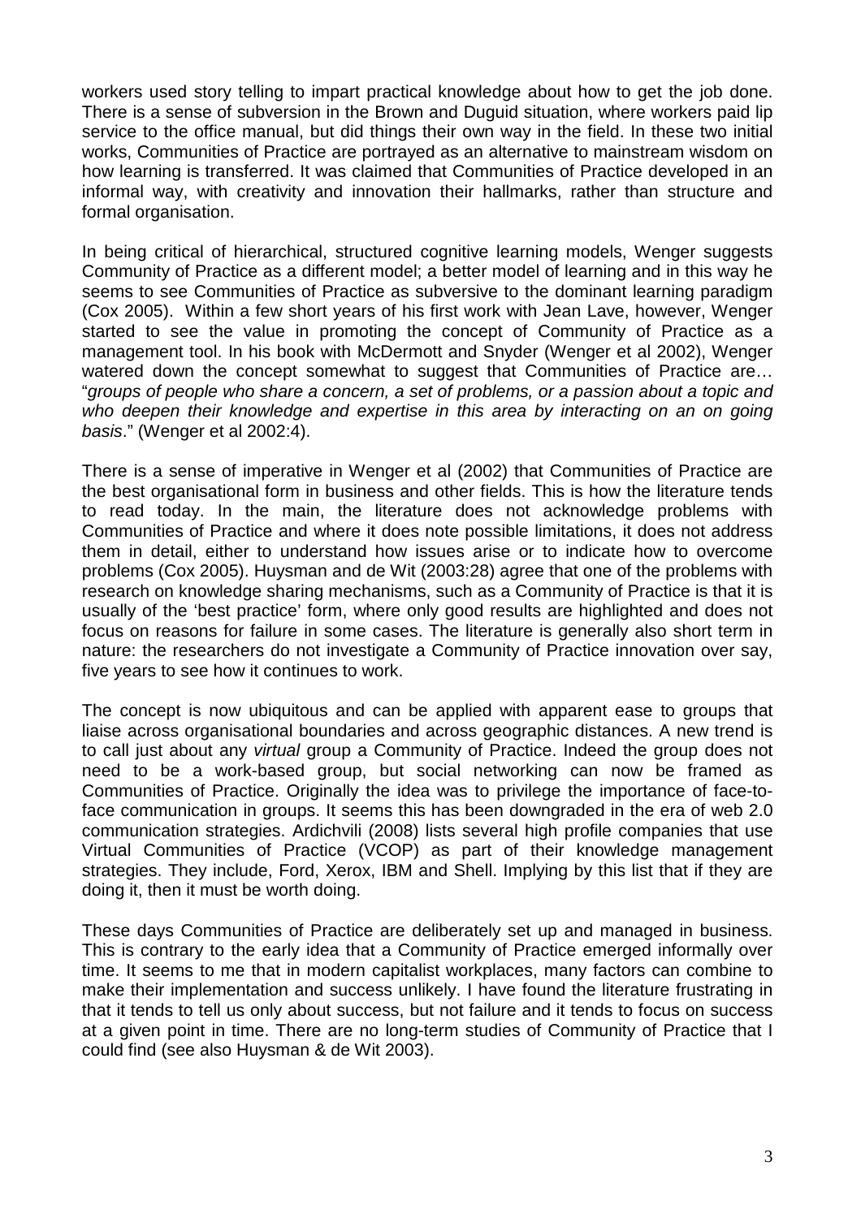workers used story telling to impart practical knowledge about how to get the job done. There is a sense of subversion in the Brown and Duguid situation, where workers paid lip service to the office manual, but did things their own way in the field. In these two initial works, Communities of Practice are portrayed as an alternative to mainstream wisdom on how learning is transferred. It was claimed that Communities of Practice developed in an informal way, with creativity and innovation their hallmarks, rather than structure and formal organisation.

In being critical of hierarchical, structured cognitive learning models, Wenger suggests Community of Practice as a different model; a better model of learning and in this way he seems to see Communities of Practice as subversive to the dominant learning paradigm (Cox 2005). Within a few short years of his first work with Jean Lave, however, Wenger started to see the value in promoting the concept of Community of Practice as a management tool. In his book with McDermott and Snyder (Wenger et al 2002), Wenger watered down the concept somewhat to suggest that Communities of Practice are… "*groups of people who share a concern, a set of problems, or a passion about a topic and who deepen their knowledge and expertise in this area by interacting on an on going basis*." (Wenger et al 2002:4).

There is a sense of imperative in Wenger et al (2002) that Communities of Practice are the best organisational form in business and other fields. This is how the literature tends to read today. In the main, the literature does not acknowledge problems with Communities of Practice and where it does note possible limitations, it does not address them in detail, either to understand how issues arise or to indicate how to overcome problems (Cox 2005). Huysman and de Wit (2003:28) agree that one of the problems with research on knowledge sharing mechanisms, such as a Community of Practice is that it is usually of the 'best practice' form, where only good results are highlighted and does not focus on reasons for failure in some cases. The literature is generally also short term in nature: the researchers do not investigate a Community of Practice innovation over say, five years to see how it continues to work.

The concept is now ubiquitous and can be applied with apparent ease to groups that liaise across organisational boundaries and across geographic distances. A new trend is to call just about any *virtual* group a Community of Practice. Indeed the group does not need to be a work-based group, but social networking can now be framed as Communities of Practice. Originally the idea was to privilege the importance of face-to-face communication in groups. It seems this has been downgraded in the era of web 2.0 communication strategies. Ardichvili (2008) lists several high profile companies that use Virtual Communities of Practice (VCOP) as part of their knowledge management strategies. They include, Ford, Xerox, IBM and Shell. Implying by this list that if they are doing it, then it must be worth doing.

These days Communities of Practice are deliberately set up and managed in business. This is contrary to the early idea that a Community of Practice emerged informally over time. It seems to me that in modern capitalist workplaces, many factors can combine to make their implementation and success unlikely. I have found the literature frustrating in that it tends to tell us only about success, but not failure and it tends to focus on success at a given point in time. There are no long-term studies of Community of Practice that I could find (see also Huysman & de Wit 2003).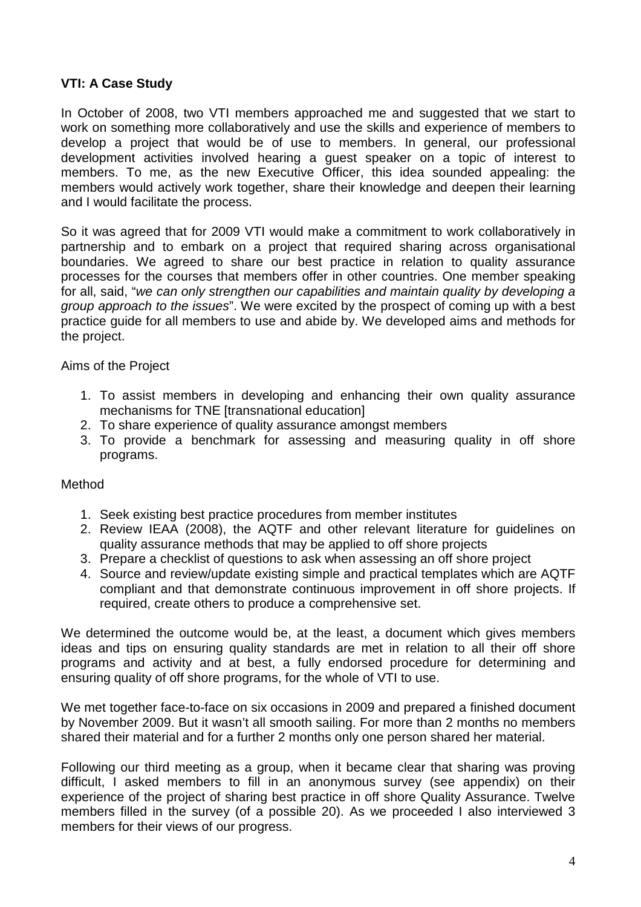**VTI: A Case Study**

In October of 2008, two VTI members approached me and suggested that we start to work on something more collaboratively and use the skills and experience of members to develop a project that would be of use to members. In general, our professional development activities involved hearing a guest speaker on a topic of interest to members. To me, as the new Executive Officer, this idea sounded appealing: the members would actively work together, share their knowledge and deepen their learning and I would facilitate the process.

So it was agreed that for 2009 VTI would make a commitment to work collaboratively in partnership and to embark on a project that required sharing across organisational boundaries. We agreed to share our best practice in relation to quality assurance processes for the courses that members offer in other countries. One member speaking for all, said, "*we can only strengthen our capabilities and maintain quality by developing a group approach to the issues*". We were excited by the prospect of coming up with a best practice guide for all members to use and abide by. We developed aims and methods for the project.

Aims of the Project

1. To assist members in developing and enhancing their own quality assurance mechanisms for TNE [transnational education]
2. To share experience of quality assurance amongst members
3. To provide a benchmark for assessing and measuring quality in off shore programs.

Method

1. Seek existing best practice procedures from member institutes
2. Review IEAA (2008), the AQTF and other relevant literature for guidelines on quality assurance methods that may be applied to off shore projects
3. Prepare a checklist of questions to ask when assessing an off shore project
4. Source and review/update existing simple and practical templates which are AQTF compliant and that demonstrate continuous improvement in off shore projects. If required, create others to produce a comprehensive set.

We determined the outcome would be, at the least, a document which gives members ideas and tips on ensuring quality standards are met in relation to all their off shore programs and activity and at best, a fully endorsed procedure for determining and ensuring quality of off shore programs, for the whole of VTI to use.

We met together face-to-face on six occasions in 2009 and prepared a finished document by November 2009. But it wasn't all smooth sailing. For more than 2 months no members shared their material and for a further 2 months only one person shared her material.

Following our third meeting as a group, when it became clear that sharing was proving difficult, I asked members to fill in an anonymous survey (see appendix) on their experience of the project of sharing best practice in off shore Quality Assurance. Twelve members filled in the survey (of a possible 20). As we proceeded I also interviewed 3 members for their views of our progress.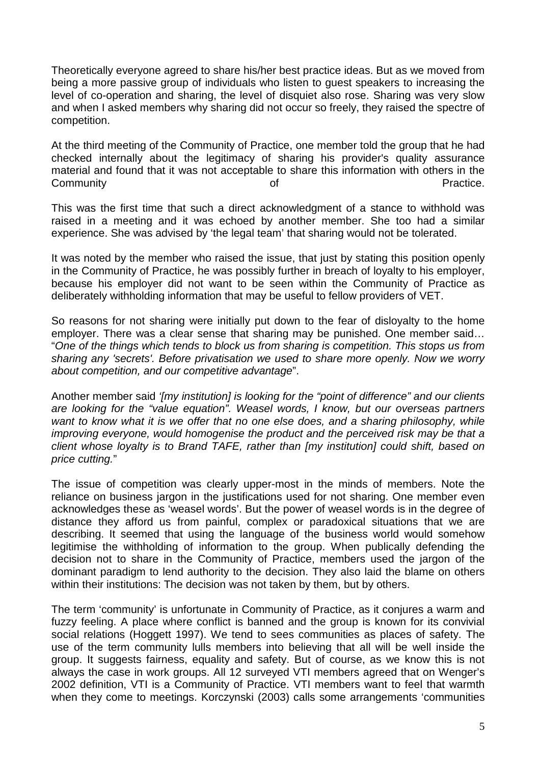Theoretically everyone agreed to share his/her best practice ideas. But as we moved from being a more passive group of individuals who listen to guest speakers to increasing the level of co-operation and sharing, the level of disquiet also rose. Sharing was very slow and when I asked members why sharing did not occur so freely, they raised the spectre of competition.

At the third meeting of the Community of Practice, one member told the group that he had checked internally about the legitimacy of sharing his provider's quality assurance material and found that it was not acceptable to share this information with others in the Community of Practice.

This was the first time that such a direct acknowledgment of a stance to withhold was raised in a meeting and it was echoed by another member. She too had a similar experience. She was advised by 'the legal team' that sharing would not be tolerated.

It was noted by the member who raised the issue, that just by stating this position openly in the Community of Practice, he was possibly further in breach of loyalty to his employer, because his employer did not want to be seen within the Community of Practice as deliberately withholding information that may be useful to fellow providers of VET.

So reasons for not sharing were initially put down to the fear of disloyalty to the home employer. There was a clear sense that sharing may be punished. One member said… "*One of the things which tends to block us from sharing is competition. This stops us from sharing any 'secrets'. Before privatisation we used to share more openly. Now we worry about competition, and our competitive advantage*".

Another member said *'[my institution] is looking for the "point of difference" and our clients are looking for the "value equation". Weasel words, I know, but our overseas partners want to know what it is we offer that no one else does, and a sharing philosophy, while improving everyone, would homogenise the product and the perceived risk may be that a client whose loyalty is to Brand TAFE, rather than [my institution] could shift, based on price cutting.*"

The issue of competition was clearly upper-most in the minds of members. Note the reliance on business jargon in the justifications used for not sharing. One member even acknowledges these as 'weasel words'. But the power of weasel words is in the degree of distance they afford us from painful, complex or paradoxical situations that we are describing. It seemed that using the language of the business world would somehow legitimise the withholding of information to the group. When publically defending the decision not to share in the Community of Practice, members used the jargon of the dominant paradigm to lend authority to the decision. They also laid the blame on others within their institutions: The decision was not taken by them, but by others.

The term 'community' is unfortunate in Community of Practice, as it conjures a warm and fuzzy feeling. A place where conflict is banned and the group is known for its convivial social relations (Hoggett 1997). We tend to sees communities as places of safety. The use of the term community lulls members into believing that all will be well inside the group. It suggests fairness, equality and safety. But of course, as we know this is not always the case in work groups. All 12 surveyed VTI members agreed that on Wenger's 2002 definition, VTI is a Community of Practice. VTI members want to feel that warmth when they come to meetings. Korczynski (2003) calls some arrangements 'communities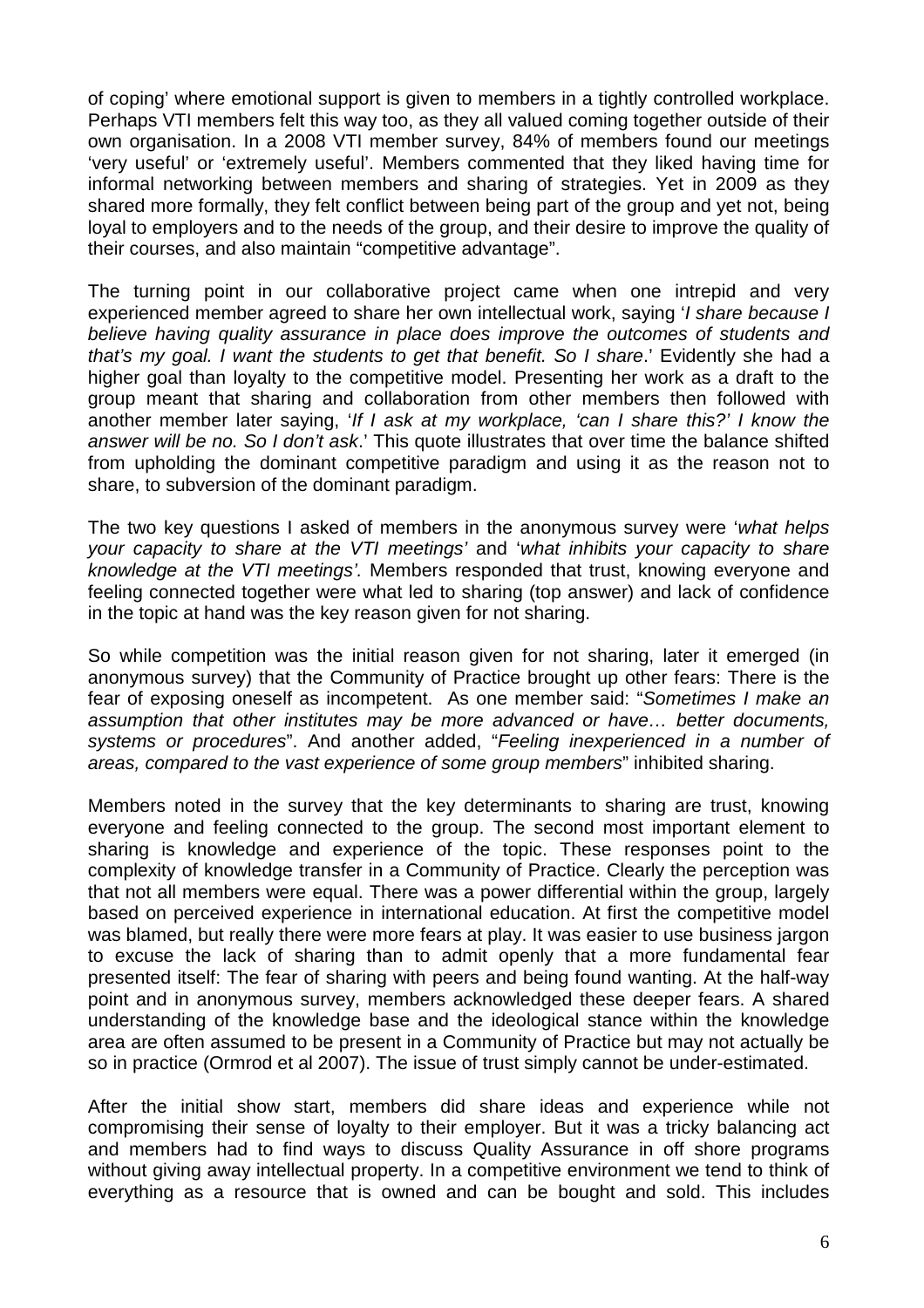of coping' where emotional support is given to members in a tightly controlled workplace. Perhaps VTI members felt this way too, as they all valued coming together outside of their own organisation. In a 2008 VTI member survey, 84% of members found our meetings 'very useful' or 'extremely useful'. Members commented that they liked having time for informal networking between members and sharing of strategies. Yet in 2009 as they shared more formally, they felt conflict between being part of the group and yet not, being loyal to employers and to the needs of the group, and their desire to improve the quality of their courses, and also maintain "competitive advantage".

The turning point in our collaborative project came when one intrepid and very experienced member agreed to share her own intellectual work, saying '*I share because I believe having quality assurance in place does improve the outcomes of students and that's my goal. I want the students to get that benefit. So I share*.' Evidently she had a higher goal than loyalty to the competitive model. Presenting her work as a draft to the group meant that sharing and collaboration from other members then followed with another member later saying, '*If I ask at my workplace, 'can I share this?' I know the answer will be no. So I don't ask*.' This quote illustrates that over time the balance shifted from upholding the dominant competitive paradigm and using it as the reason not to share, to subversion of the dominant paradigm.

The two key questions I asked of members in the anonymous survey were '*what helps your capacity to share at the VTI meetings'* and '*what inhibits your capacity to share knowledge at the VTI meetings'*. Members responded that trust, knowing everyone and feeling connected together were what led to sharing (top answer) and lack of confidence in the topic at hand was the key reason given for not sharing.

So while competition was the initial reason given for not sharing, later it emerged (in anonymous survey) that the Community of Practice brought up other fears: There is the fear of exposing oneself as incompetent. As one member said: "*Sometimes I make an assumption that other institutes may be more advanced or have… better documents, systems or procedures*". And another added, "*Feeling inexperienced in a number of areas, compared to the vast experience of some group members*" inhibited sharing.

Members noted in the survey that the key determinants to sharing are trust, knowing everyone and feeling connected to the group. The second most important element to sharing is knowledge and experience of the topic. These responses point to the complexity of knowledge transfer in a Community of Practice. Clearly the perception was that not all members were equal. There was a power differential within the group, largely based on perceived experience in international education. At first the competitive model was blamed, but really there were more fears at play. It was easier to use business jargon to excuse the lack of sharing than to admit openly that a more fundamental fear presented itself: The fear of sharing with peers and being found wanting. At the half-way point and in anonymous survey, members acknowledged these deeper fears. A shared understanding of the knowledge base and the ideological stance within the knowledge area are often assumed to be present in a Community of Practice but may not actually be so in practice (Ormrod et al 2007). The issue of trust simply cannot be under-estimated.

After the initial show start, members did share ideas and experience while not compromising their sense of loyalty to their employer. But it was a tricky balancing act and members had to find ways to discuss Quality Assurance in off shore programs without giving away intellectual property. In a competitive environment we tend to think of everything as a resource that is owned and can be bought and sold. This includes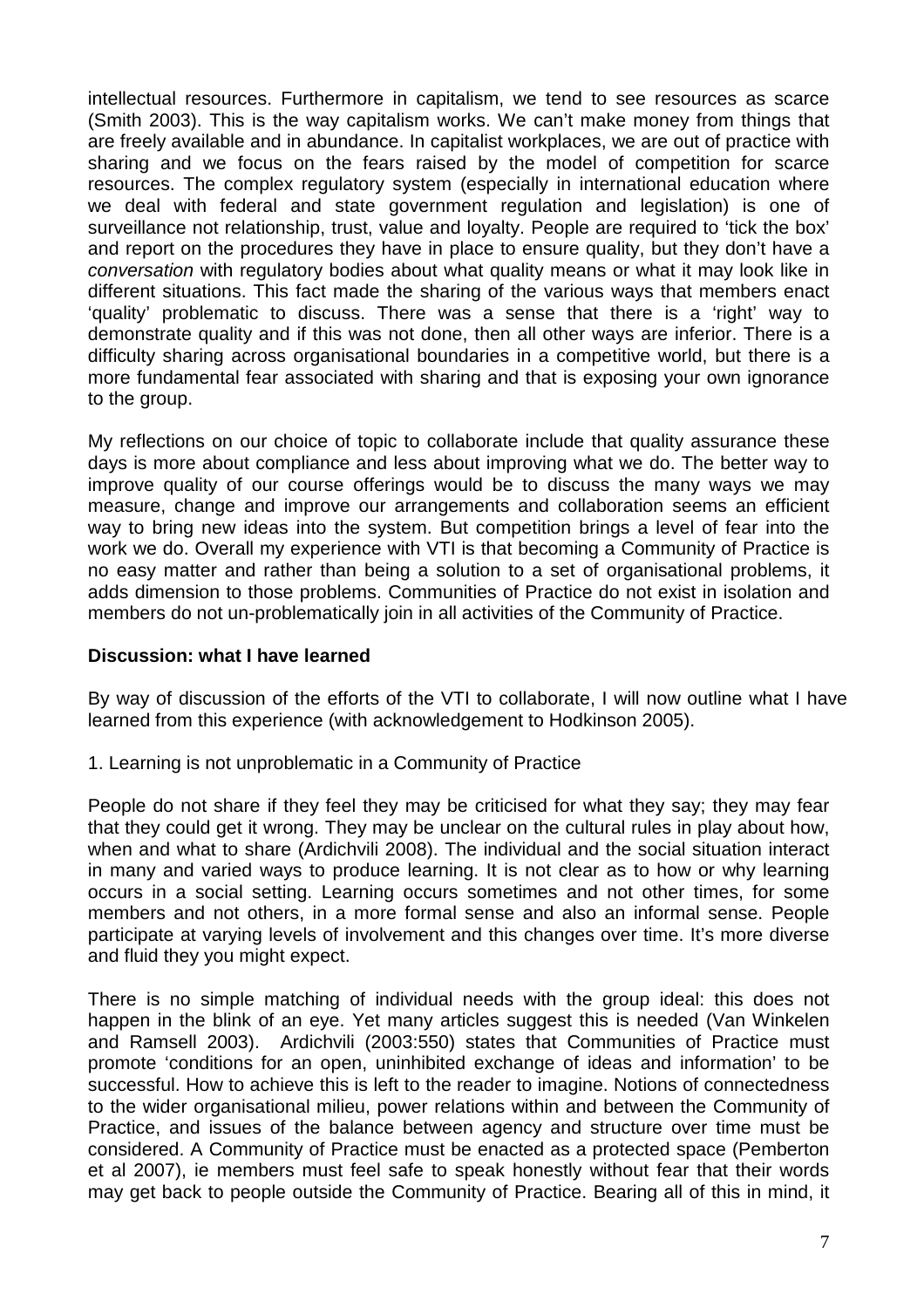intellectual resources. Furthermore in capitalism, we tend to see resources as scarce (Smith 2003). This is the way capitalism works. We can't make money from things that are freely available and in abundance. In capitalist workplaces, we are out of practice with sharing and we focus on the fears raised by the model of competition for scarce resources. The complex regulatory system (especially in international education where we deal with federal and state government regulation and legislation) is one of surveillance not relationship, trust, value and loyalty. People are required to 'tick the box' and report on the procedures they have in place to ensure quality, but they don't have a *conversation* with regulatory bodies about what quality means or what it may look like in different situations. This fact made the sharing of the various ways that members enact 'quality' problematic to discuss. There was a sense that there is a 'right' way to demonstrate quality and if this was not done, then all other ways are inferior. There is a difficulty sharing across organisational boundaries in a competitive world, but there is a more fundamental fear associated with sharing and that is exposing your own ignorance to the group.

My reflections on our choice of topic to collaborate include that quality assurance these days is more about compliance and less about improving what we do. The better way to improve quality of our course offerings would be to discuss the many ways we may measure, change and improve our arrangements and collaboration seems an efficient way to bring new ideas into the system. But competition brings a level of fear into the work we do. Overall my experience with VTI is that becoming a Community of Practice is no easy matter and rather than being a solution to a set of organisational problems, it adds dimension to those problems. Communities of Practice do not exist in isolation and members do not un-problematically join in all activities of the Community of Practice.

**Discussion: what I have learned**

By way of discussion of the efforts of the VTI to collaborate, I will now outline what I have learned from this experience (with acknowledgement to Hodkinson 2005).

1. Learning is not unproblematic in a Community of Practice

People do not share if they feel they may be criticised for what they say; they may fear that they could get it wrong. They may be unclear on the cultural rules in play about how, when and what to share (Ardichvili 2008). The individual and the social situation interact in many and varied ways to produce learning. It is not clear as to how or why learning occurs in a social setting. Learning occurs sometimes and not other times, for some members and not others, in a more formal sense and also an informal sense. People participate at varying levels of involvement and this changes over time. It's more diverse and fluid they you might expect.

There is no simple matching of individual needs with the group ideal: this does not happen in the blink of an eye. Yet many articles suggest this is needed (Van Winkelen and Ramsell 2003). Ardichvili (2003:550) states that Communities of Practice must promote 'conditions for an open, uninhibited exchange of ideas and information' to be successful. How to achieve this is left to the reader to imagine. Notions of connectedness to the wider organisational milieu, power relations within and between the Community of Practice, and issues of the balance between agency and structure over time must be considered. A Community of Practice must be enacted as a protected space (Pemberton et al 2007), ie members must feel safe to speak honestly without fear that their words may get back to people outside the Community of Practice. Bearing all of this in mind, it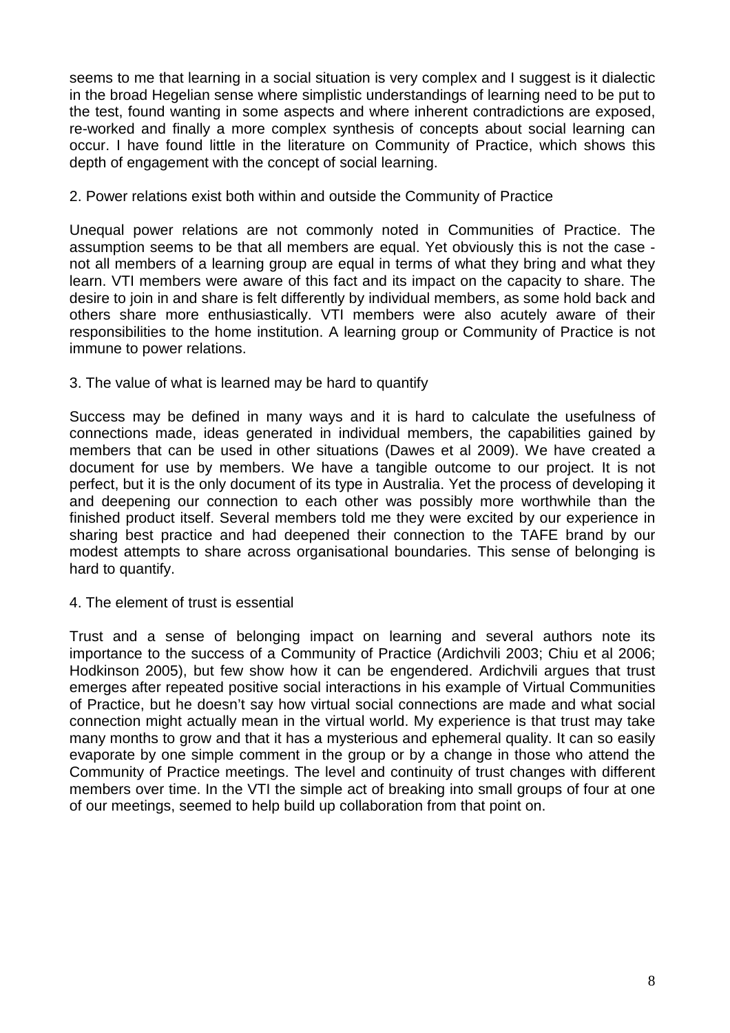seems to me that learning in a social situation is very complex and I suggest is it dialectic in the broad Hegelian sense where simplistic understandings of learning need to be put to the test, found wanting in some aspects and where inherent contradictions are exposed, re-worked and finally a more complex synthesis of concepts about social learning can occur. I have found little in the literature on Community of Practice, which shows this depth of engagement with the concept of social learning.

2. Power relations exist both within and outside the Community of Practice

Unequal power relations are not commonly noted in Communities of Practice. The assumption seems to be that all members are equal. Yet obviously this is not the case - not all members of a learning group are equal in terms of what they bring and what they learn. VTI members were aware of this fact and its impact on the capacity to share. The desire to join in and share is felt differently by individual members, as some hold back and others share more enthusiastically. VTI members were also acutely aware of their responsibilities to the home institution. A learning group or Community of Practice is not immune to power relations.

3. The value of what is learned may be hard to quantify

Success may be defined in many ways and it is hard to calculate the usefulness of connections made, ideas generated in individual members, the capabilities gained by members that can be used in other situations (Dawes et al 2009). We have created a document for use by members. We have a tangible outcome to our project. It is not perfect, but it is the only document of its type in Australia. Yet the process of developing it and deepening our connection to each other was possibly more worthwhile than the finished product itself. Several members told me they were excited by our experience in sharing best practice and had deepened their connection to the TAFE brand by our modest attempts to share across organisational boundaries. This sense of belonging is hard to quantify.

4. The element of trust is essential

Trust and a sense of belonging impact on learning and several authors note its importance to the success of a Community of Practice (Ardichvili 2003; Chiu et al 2006; Hodkinson 2005), but few show how it can be engendered. Ardichvili argues that trust emerges after repeated positive social interactions in his example of Virtual Communities of Practice, but he doesn't say how virtual social connections are made and what social connection might actually mean in the virtual world. My experience is that trust may take many months to grow and that it has a mysterious and ephemeral quality. It can so easily evaporate by one simple comment in the group or by a change in those who attend the Community of Practice meetings. The level and continuity of trust changes with different members over time. In the VTI the simple act of breaking into small groups of four at one of our meetings, seemed to help build up collaboration from that point on.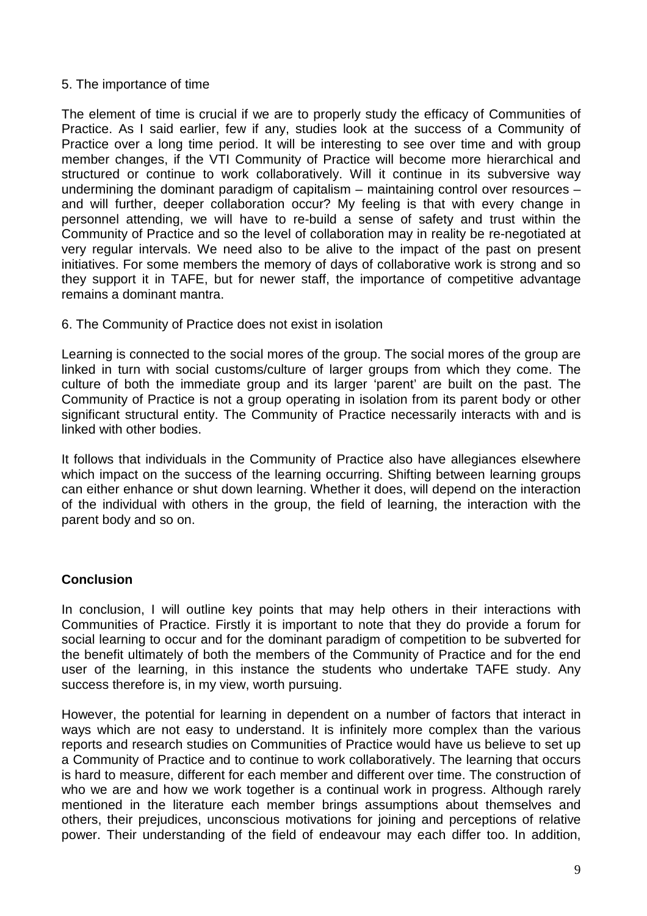5. The importance of time

The element of time is crucial if we are to properly study the efficacy of Communities of Practice. As I said earlier, few if any, studies look at the success of a Community of Practice over a long time period. It will be interesting to see over time and with group member changes, if the VTI Community of Practice will become more hierarchical and structured or continue to work collaboratively. Will it continue in its subversive way undermining the dominant paradigm of capitalism – maintaining control over resources – and will further, deeper collaboration occur? My feeling is that with every change in personnel attending, we will have to re-build a sense of safety and trust within the Community of Practice and so the level of collaboration may in reality be re-negotiated at very regular intervals. We need also to be alive to the impact of the past on present initiatives. For some members the memory of days of collaborative work is strong and so they support it in TAFE, but for newer staff, the importance of competitive advantage remains a dominant mantra.

6. The Community of Practice does not exist in isolation

Learning is connected to the social mores of the group. The social mores of the group are linked in turn with social customs/culture of larger groups from which they come. The culture of both the immediate group and its larger 'parent' are built on the past. The Community of Practice is not a group operating in isolation from its parent body or other significant structural entity. The Community of Practice necessarily interacts with and is linked with other bodies.

It follows that individuals in the Community of Practice also have allegiances elsewhere which impact on the success of the learning occurring. Shifting between learning groups can either enhance or shut down learning. Whether it does, will depend on the interaction of the individual with others in the group, the field of learning, the interaction with the parent body and so on.

## Conclusion

In conclusion, I will outline key points that may help others in their interactions with Communities of Practice. Firstly it is important to note that they do provide a forum for social learning to occur and for the dominant paradigm of competition to be subverted for the benefit ultimately of both the members of the Community of Practice and for the end user of the learning, in this instance the students who undertake TAFE study. Any success therefore is, in my view, worth pursuing.

However, the potential for learning in dependent on a number of factors that interact in ways which are not easy to understand. It is infinitely more complex than the various reports and research studies on Communities of Practice would have us believe to set up a Community of Practice and to continue to work collaboratively. The learning that occurs is hard to measure, different for each member and different over time. The construction of who we are and how we work together is a continual work in progress. Although rarely mentioned in the literature each member brings assumptions about themselves and others, their prejudices, unconscious motivations for joining and perceptions of relative power. Their understanding of the field of endeavour may each differ too. In addition,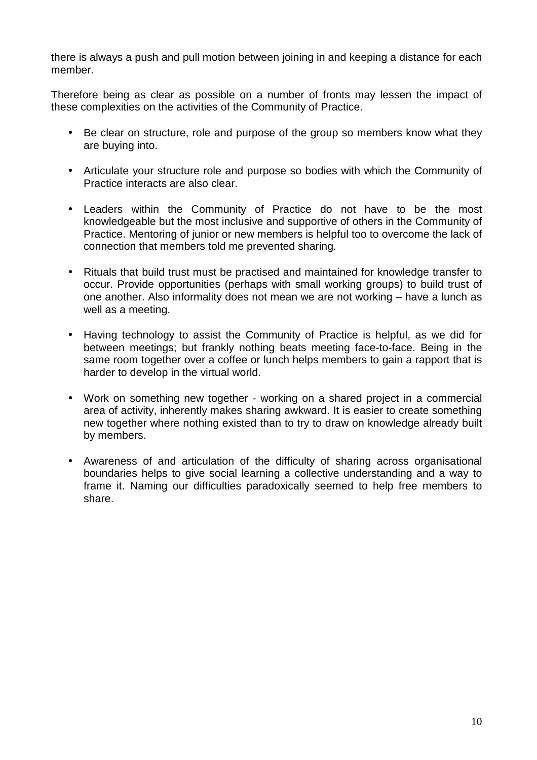there is always a push and pull motion between joining in and keeping a distance for each member.

Therefore being as clear as possible on a number of fronts may lessen the impact of these complexities on the activities of the Community of Practice.

- Be clear on structure, role and purpose of the group so members know what they are buying into.
- Articulate your structure role and purpose so bodies with which the Community of Practice interacts are also clear.
- Leaders within the Community of Practice do not have to be the most knowledgeable but the most inclusive and supportive of others in the Community of Practice. Mentoring of junior or new members is helpful too to overcome the lack of connection that members told me prevented sharing.
- Rituals that build trust must be practised and maintained for knowledge transfer to occur. Provide opportunities (perhaps with small working groups) to build trust of one another. Also informality does not mean we are not working – have a lunch as well as a meeting.
- Having technology to assist the Community of Practice is helpful, as we did for between meetings; but frankly nothing beats meeting face-to-face. Being in the same room together over a coffee or lunch helps members to gain a rapport that is harder to develop in the virtual world.
- Work on something new together - working on a shared project in a commercial area of activity, inherently makes sharing awkward. It is easier to create something new together where nothing existed than to try to draw on knowledge already built by members.
- Awareness of and articulation of the difficulty of sharing across organisational boundaries helps to give social learning a collective understanding and a way to frame it. Naming our difficulties paradoxically seemed to help free members to share.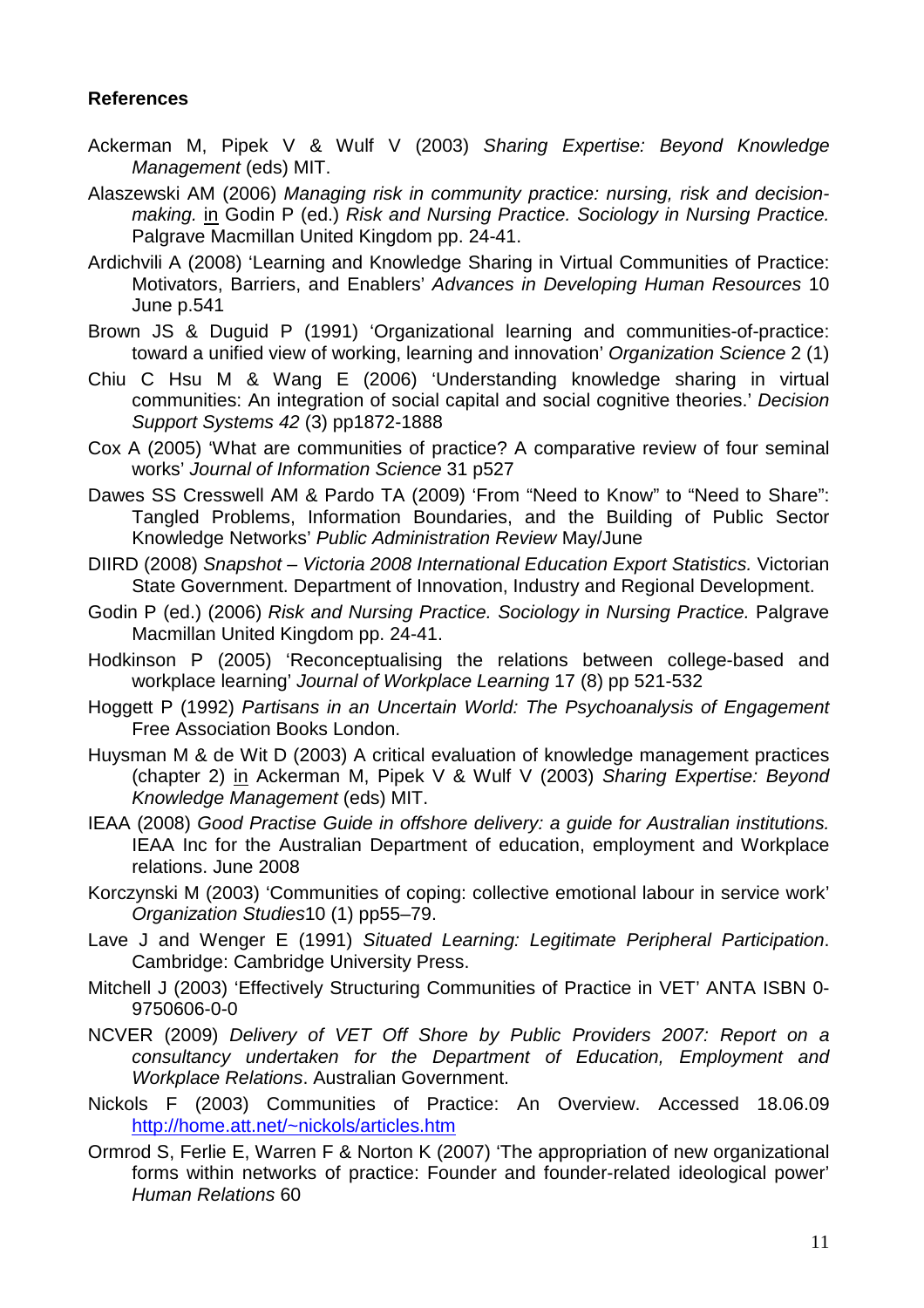**References**

Ackerman M, Pipek V & Wulf V (2003) *Sharing Expertise: Beyond Knowledge Management* (eds) MIT.

Alaszewski AM (2006) *Managing risk in community practice: nursing, risk and decision-making.* in Godin P (ed.) *Risk and Nursing Practice. Sociology in Nursing Practice.* Palgrave Macmillan United Kingdom pp. 24-41.

Ardichvili A (2008) 'Learning and Knowledge Sharing in Virtual Communities of Practice: Motivators, Barriers, and Enablers' *Advances in Developing Human Resources* 10 June p.541

Brown JS & Duguid P (1991) 'Organizational learning and communities-of-practice: toward a unified view of working, learning and innovation' *Organization Science* 2 (1)

Chiu C Hsu M & Wang E (2006) 'Understanding knowledge sharing in virtual communities: An integration of social capital and social cognitive theories.' *Decision Support Systems 42* (3) pp1872-1888

Cox A (2005) 'What are communities of practice? A comparative review of four seminal works' *Journal of Information Science* 31 p527

Dawes SS Cresswell AM & Pardo TA (2009) 'From "Need to Know" to "Need to Share": Tangled Problems, Information Boundaries, and the Building of Public Sector Knowledge Networks' *Public Administration Review* May/June

DIIRD (2008) *Snapshot – Victoria 2008 International Education Export Statistics.* Victorian State Government. Department of Innovation, Industry and Regional Development.

Godin P (ed.) (2006) *Risk and Nursing Practice. Sociology in Nursing Practice.* Palgrave Macmillan United Kingdom pp. 24-41.

Hodkinson P (2005) 'Reconceptualising the relations between college-based and workplace learning' *Journal of Workplace Learning* 17 (8) pp 521-532

Hoggett P (1992) *Partisans in an Uncertain World: The Psychoanalysis of Engagement* Free Association Books London.

Huysman M & de Wit D (2003) A critical evaluation of knowledge management practices (chapter 2) in Ackerman M, Pipek V & Wulf V (2003) *Sharing Expertise: Beyond Knowledge Management* (eds) MIT.

IEAA (2008) *Good Practise Guide in offshore delivery: a guide for Australian institutions.* IEAA Inc for the Australian Department of education, employment and Workplace relations. June 2008

Korczynski M (2003) 'Communities of coping: collective emotional labour in service work' *Organization Studies*10 (1) pp55–79.

Lave J and Wenger E (1991) *Situated Learning: Legitimate Peripheral Participation*. Cambridge: Cambridge University Press.

Mitchell J (2003) 'Effectively Structuring Communities of Practice in VET' ANTA ISBN 0-9750606-0-0

NCVER (2009) *Delivery of VET Off Shore by Public Providers 2007: Report on a consultancy undertaken for the Department of Education, Employment and Workplace Relations*. Australian Government.

Nickols F (2003) Communities of Practice: An Overview. Accessed 18.06.09 http://home.att.net/~nickols/articles.htm

Ormrod S, Ferlie E, Warren F & Norton K (2007) 'The appropriation of new organizational forms within networks of practice: Founder and founder-related ideological power' *Human Relations* 60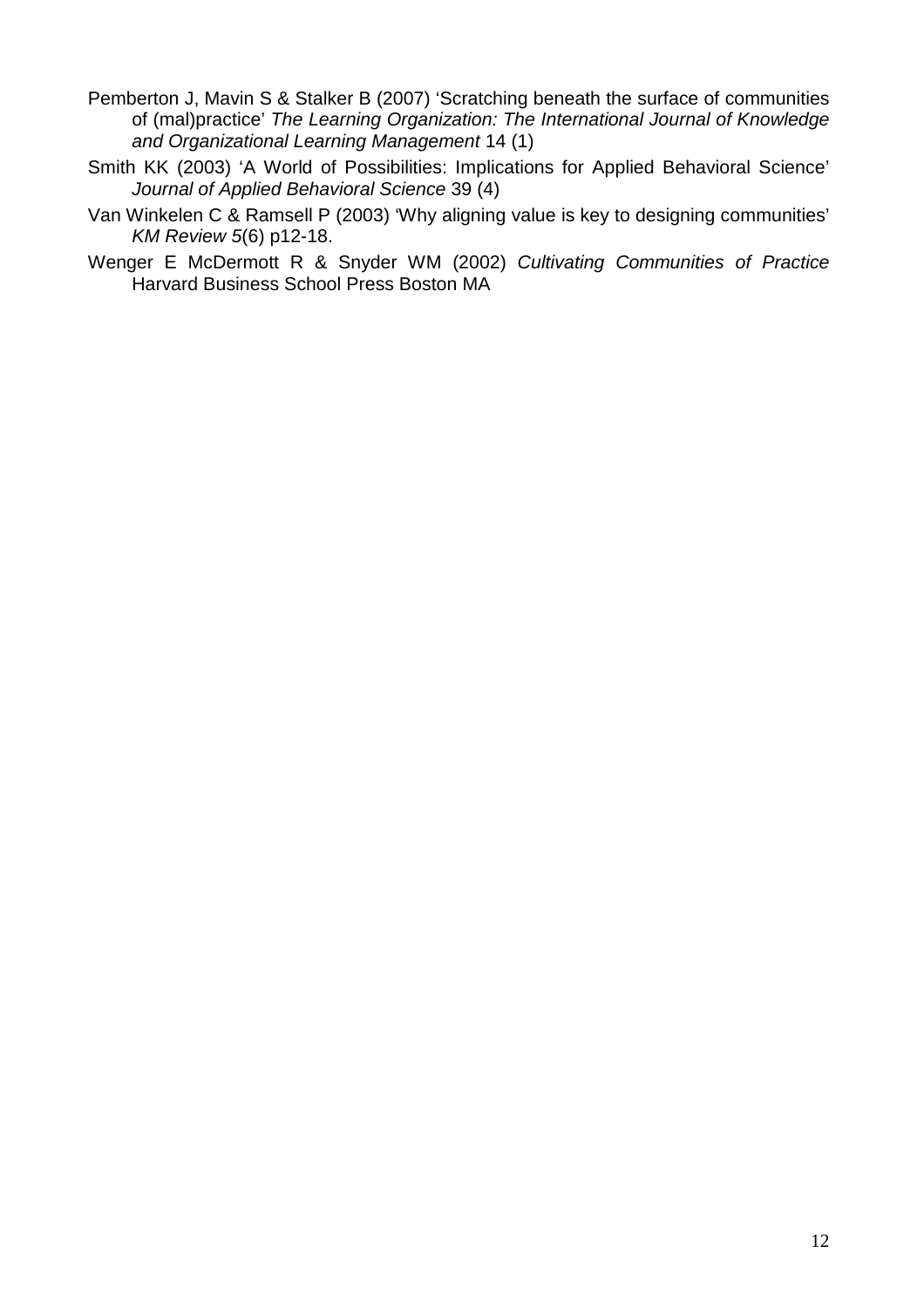Pemberton J, Mavin S & Stalker B (2007) 'Scratching beneath the surface of communities of (mal)practice' *The Learning Organization: The International Journal of Knowledge and Organizational Learning Management* 14 (1)

Smith KK (2003) 'A World of Possibilities: Implications for Applied Behavioral Science' *Journal of Applied Behavioral Science* 39 (4)

Van Winkelen C & Ramsell P (2003) 'Why aligning value is key to designing communities' *KM Review 5*(6) p12-18.

Wenger E McDermott R & Snyder WM (2002) *Cultivating Communities of Practice* Harvard Business School Press Boston MA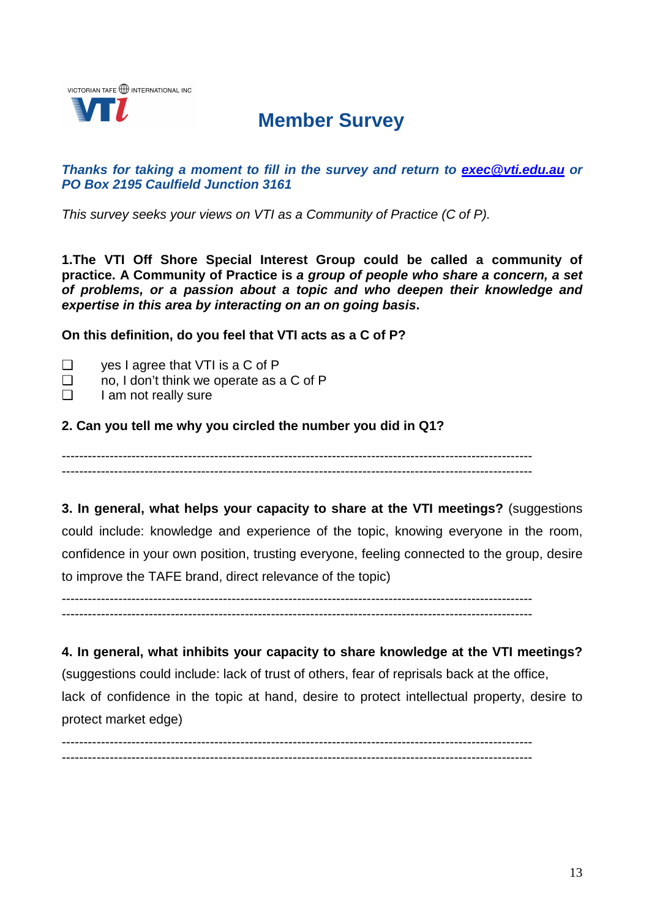VICTORIAN TAFE INTERNATIONAL INC

VTI

# Member Survey

***Thanks for taking a moment to fill in the survey and return to exec@vti.edu.au or PO Box 2195 Caulfield Junction 3161***

*This survey seeks your views on VTI as a Community of Practice (C of P).*

**1.The VTI Off Shore Special Interest Group could be called a community of practice. A Community of Practice is *a group of people who share a concern, a set of problems, or a passion about a topic and who deepen their knowledge and expertise in this area by interacting on an on going basis*.**

**On this definition, do you feel that VTI acts as a C of P?**

- ❑ yes I agree that VTI is a C of P
- ❑ no, I don't think we operate as a C of P
- ❑ I am not really sure

**2. Can you tell me why you circled the number you did in Q1?**

------------------------------------------------------------------------------------------------------------
------------------------------------------------------------------------------------------------------------

**3. In general, what helps your capacity to share at the VTI meetings?** (suggestions could include: knowledge and experience of the topic, knowing everyone in the room, confidence in your own position, trusting everyone, feeling connected to the group, desire to improve the TAFE brand, direct relevance of the topic)

------------------------------------------------------------------------------------------------------------
------------------------------------------------------------------------------------------------------------

**4. In general, what inhibits your capacity to share knowledge at the VTI meetings?** (suggestions could include: lack of trust of others, fear of reprisals back at the office, lack of confidence in the topic at hand, desire to protect intellectual property, desire to protect market edge)

------------------------------------------------------------------------------------------------------------
------------------------------------------------------------------------------------------------------------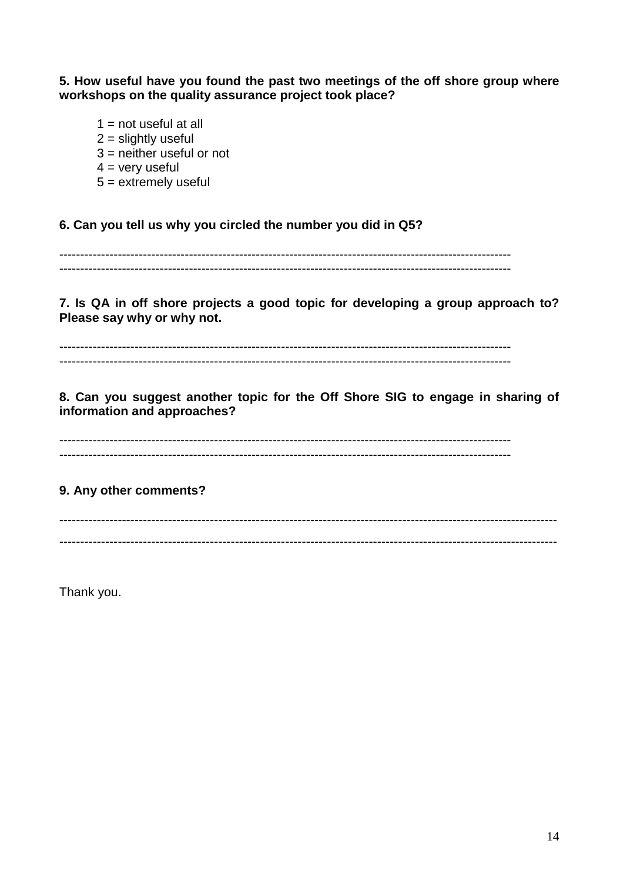**5. How useful have you found the past two meetings of the off shore group where workshops on the quality assurance project took place?**

1 = not useful at all
2 = slightly useful
3 = neither useful or not
4 = very useful
5 = extremely useful

**6. Can you tell us why you circled the number you did in Q5?**

-----------------------------------------------------------------------------------------------------------
-----------------------------------------------------------------------------------------------------------

**7. Is QA in off shore projects a good topic for developing a group approach to? Please say why or why not.**

-----------------------------------------------------------------------------------------------------------
-----------------------------------------------------------------------------------------------------------

**8. Can you suggest another topic for the Off Shore SIG to engage in sharing of information and approaches?**

-----------------------------------------------------------------------------------------------------------
-----------------------------------------------------------------------------------------------------------

**9. Any other comments?**

-----------------------------------------------------------------------------------------------------------------------
-----------------------------------------------------------------------------------------------------------------------

Thank you.